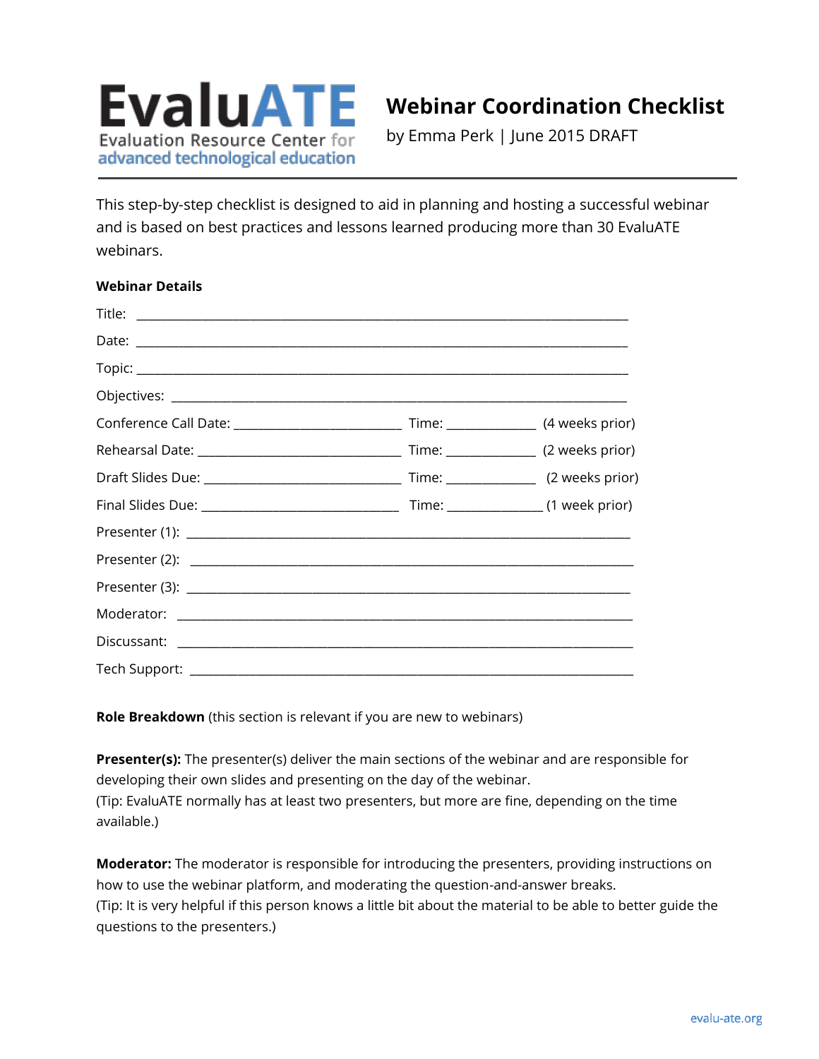EvaluATE
Evaluation Resource Center for advanced technological education

# Webinar Coordination Checklist

by Emma Perk | June 2015 DRAFT

This step-by-step checklist is designed to aid in planning and hosting a successful webinar and is based on best practices and lessons learned producing more than 30 EvaluATE webinars.

**Webinar Details**

Title: ______________________________________________________________

Date: ______________________________________________________________

Topic: ______________________________________________________________

Objectives: __________________________________________________________

Conference Call Date: ______________________ Time: ___________ (4 weeks prior)

Rehearsal Date: ___________________________ Time: ___________ (2 weeks prior)

Draft Slides Due: __________________________ Time: ___________ (2 weeks prior)

Final Slides Due: __________________________ Time: ___________ (1 week prior)

Presenter (1): _______________________________________________________

Presenter (2): _______________________________________________________

Presenter (3): _______________________________________________________

Moderator: _________________________________________________________

Discussant: _________________________________________________________

Tech Support: _______________________________________________________

**Role Breakdown** (this section is relevant if you are new to webinars)

**Presenter(s):** The presenter(s) deliver the main sections of the webinar and are responsible for developing their own slides and presenting on the day of the webinar.
(Tip: EvaluATE normally has at least two presenters, but more are fine, depending on the time available.)

**Moderator:** The moderator is responsible for introducing the presenters, providing instructions on how to use the webinar platform, and moderating the question-and-answer breaks.
(Tip: It is very helpful if this person knows a little bit about the material to be able to better guide the questions to the presenters.)

evalu-ate.org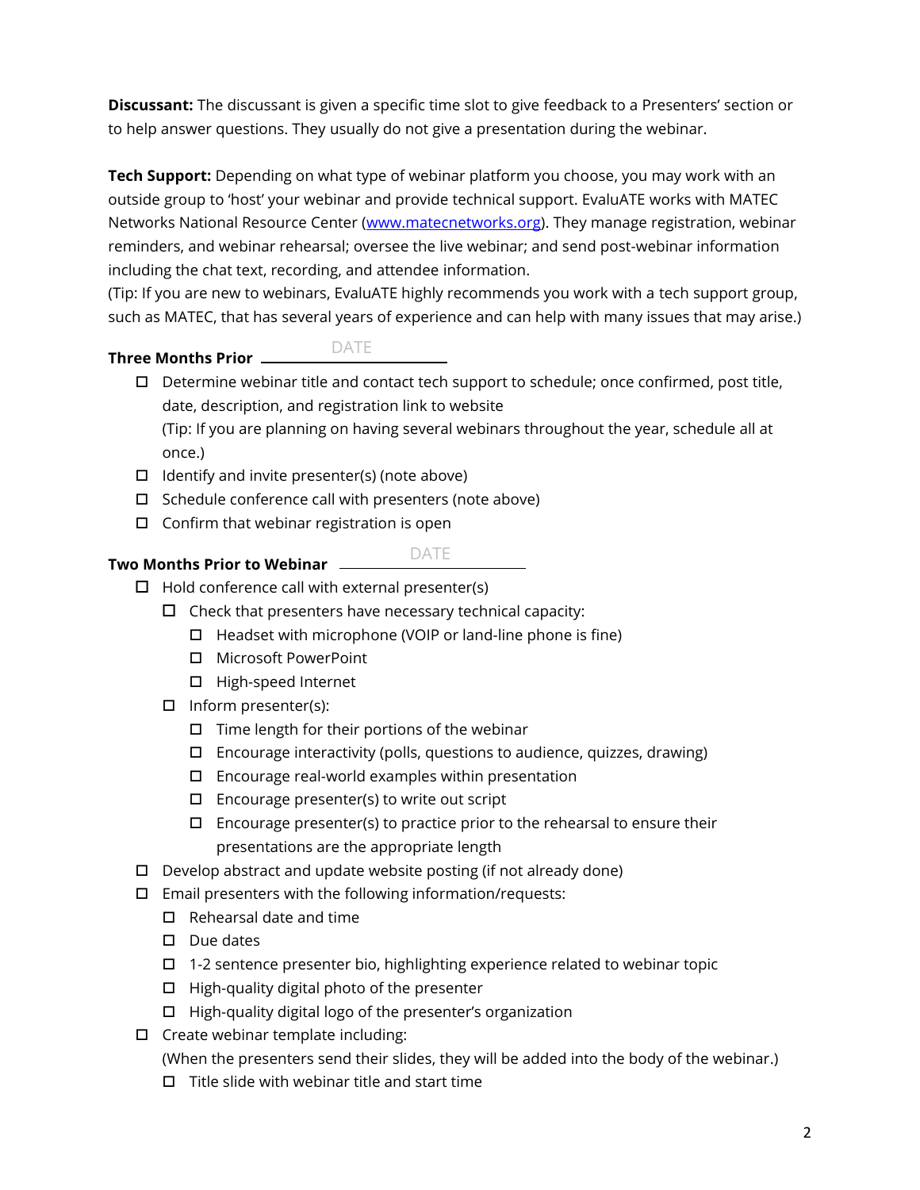**Discussant:** The discussant is given a specific time slot to give feedback to a Presenters' section or to help answer questions. They usually do not give a presentation during the webinar.

**Tech Support:** Depending on what type of webinar platform you choose, you may work with an outside group to 'host' your webinar and provide technical support. EvaluATE works with MATEC Networks National Resource Center ([www.matecnetworks.org](http://www.matecnetworks.org)). They manage registration, webinar reminders, and webinar rehearsal; oversee the live webinar; and send post-webinar information including the chat text, recording, and attendee information.
(Tip: If you are new to webinars, EvaluATE highly recommends you work with a tech support group, such as MATEC, that has several years of experience and can help with many issues that may arise.)

**Three Months Prior** ______DATE______

- ☐ Determine webinar title and contact tech support to schedule; once confirmed, post title, date, description, and registration link to website
  (Tip: If you are planning on having several webinars throughout the year, schedule all at once.)
- ☐ Identify and invite presenter(s) (note above)
- ☐ Schedule conference call with presenters (note above)
- ☐ Confirm that webinar registration is open

**Two Months Prior to Webinar** ______DATE______

- ☐ Hold conference call with external presenter(s)
  - ☐ Check that presenters have necessary technical capacity:
    - ☐ Headset with microphone (VOIP or land-line phone is fine)
    - ☐ Microsoft PowerPoint
    - ☐ High-speed Internet
  - ☐ Inform presenter(s):
    - ☐ Time length for their portions of the webinar
    - ☐ Encourage interactivity (polls, questions to audience, quizzes, drawing)
    - ☐ Encourage real-world examples within presentation
    - ☐ Encourage presenter(s) to write out script
    - ☐ Encourage presenter(s) to practice prior to the rehearsal to ensure their presentations are the appropriate length
- ☐ Develop abstract and update website posting (if not already done)
- ☐ Email presenters with the following information/requests:
  - ☐ Rehearsal date and time
  - ☐ Due dates
  - ☐ 1-2 sentence presenter bio, highlighting experience related to webinar topic
  - ☐ High-quality digital photo of the presenter
  - ☐ High-quality digital logo of the presenter's organization
- ☐ Create webinar template including:
  (When the presenters send their slides, they will be added into the body of the webinar.)
  - ☐ Title slide with webinar title and start time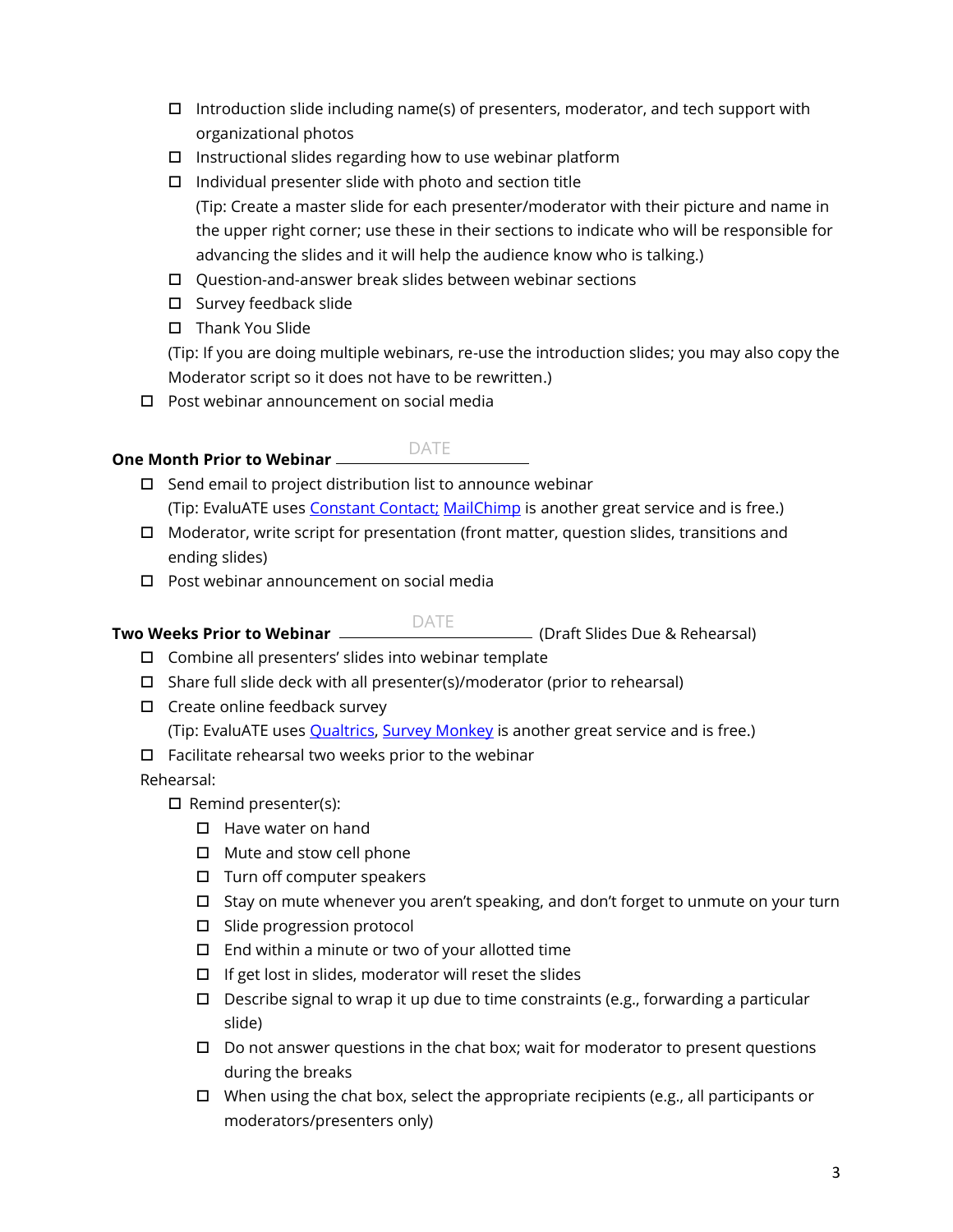- ☐ Introduction slide including name(s) of presenters, moderator, and tech support with organizational photos
  - ☐ Instructional slides regarding how to use webinar platform
  - ☐ Individual presenter slide with photo and section title
    (Tip: Create a master slide for each presenter/moderator with their picture and name in the upper right corner; use these in their sections to indicate who will be responsible for advancing the slides and it will help the audience know who is talking.)
  - ☐ Question-and-answer break slides between webinar sections
  - ☐ Survey feedback slide
  - ☐ Thank You Slide

  (Tip: If you are doing multiple webinars, re-use the introduction slides; you may also copy the Moderator script so it does not have to be rewritten.)
- ☐ Post webinar announcement on social media

**One Month Prior to Webinar** ______DATE______

- ☐ Send email to project distribution list to announce webinar
  (Tip: EvaluATE uses Constant Contact; MailChimp is another great service and is free.)
- ☐ Moderator, write script for presentation (front matter, question slides, transitions and ending slides)
- ☐ Post webinar announcement on social media

**Two Weeks Prior to Webinar** ______DATE______ (Draft Slides Due & Rehearsal)

- ☐ Combine all presenters' slides into webinar template
- ☐ Share full slide deck with all presenter(s)/moderator (prior to rehearsal)
- ☐ Create online feedback survey
  (Tip: EvaluATE uses Qualtrics, Survey Monkey is another great service and is free.)
- ☐ Facilitate rehearsal two weeks prior to the webinar

Rehearsal:

- ☐ Remind presenter(s):
  - ☐ Have water on hand
  - ☐ Mute and stow cell phone
  - ☐ Turn off computer speakers
  - ☐ Stay on mute whenever you aren't speaking, and don't forget to unmute on your turn
  - ☐ Slide progression protocol
  - ☐ End within a minute or two of your allotted time
  - ☐ If get lost in slides, moderator will reset the slides
  - ☐ Describe signal to wrap it up due to time constraints (e.g., forwarding a particular slide)
  - ☐ Do not answer questions in the chat box; wait for moderator to present questions during the breaks
  - ☐ When using the chat box, select the appropriate recipients (e.g., all participants or moderators/presenters only)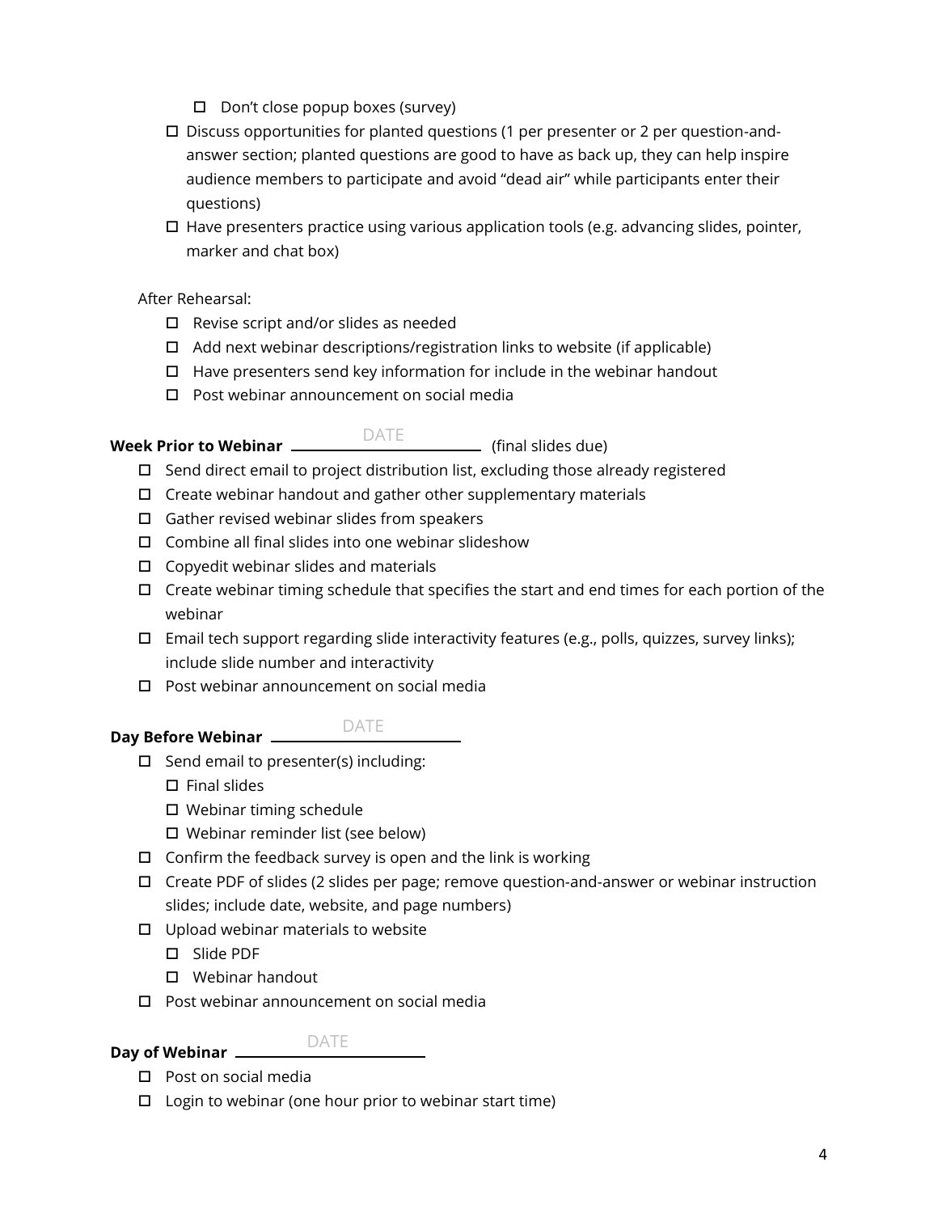- [ ] Don't close popup boxes (survey)
- [ ] Discuss opportunities for planted questions (1 per presenter or 2 per question-and-answer section; planted questions are good to have as back up, they can help inspire audience members to participate and avoid "dead air" while participants enter their questions)
- [ ] Have presenters practice using various application tools (e.g. advancing slides, pointer, marker and chat box)

After Rehearsal:

- [ ] Revise script and/or slides as needed
- [ ] Add next webinar descriptions/registration links to website (if applicable)
- [ ] Have presenters send key information for include in the webinar handout
- [ ] Post webinar announcement on social media

**Week Prior to Webinar** \_\_\_\_\_\_DATE\_\_\_\_\_\_ (final slides due)

- [ ] Send direct email to project distribution list, excluding those already registered
- [ ] Create webinar handout and gather other supplementary materials
- [ ] Gather revised webinar slides from speakers
- [ ] Combine all final slides into one webinar slideshow
- [ ] Copyedit webinar slides and materials
- [ ] Create webinar timing schedule that specifies the start and end times for each portion of the webinar
- [ ] Email tech support regarding slide interactivity features (e.g., polls, quizzes, survey links); include slide number and interactivity
- [ ] Post webinar announcement on social media

**Day Before Webinar** \_\_\_\_\_\_DATE\_\_\_\_\_\_

- [ ] Send email to presenter(s) including:
  - [ ] Final slides
  - [ ] Webinar timing schedule
  - [ ] Webinar reminder list (see below)
- [ ] Confirm the feedback survey is open and the link is working
- [ ] Create PDF of slides (2 slides per page; remove question-and-answer or webinar instruction slides; include date, website, and page numbers)
- [ ] Upload webinar materials to website
  - [ ] Slide PDF
  - [ ] Webinar handout
- [ ] Post webinar announcement on social media

**Day of Webinar** \_\_\_\_\_\_DATE\_\_\_\_\_\_

- [ ] Post on social media
- [ ] Login to webinar (one hour prior to webinar start time)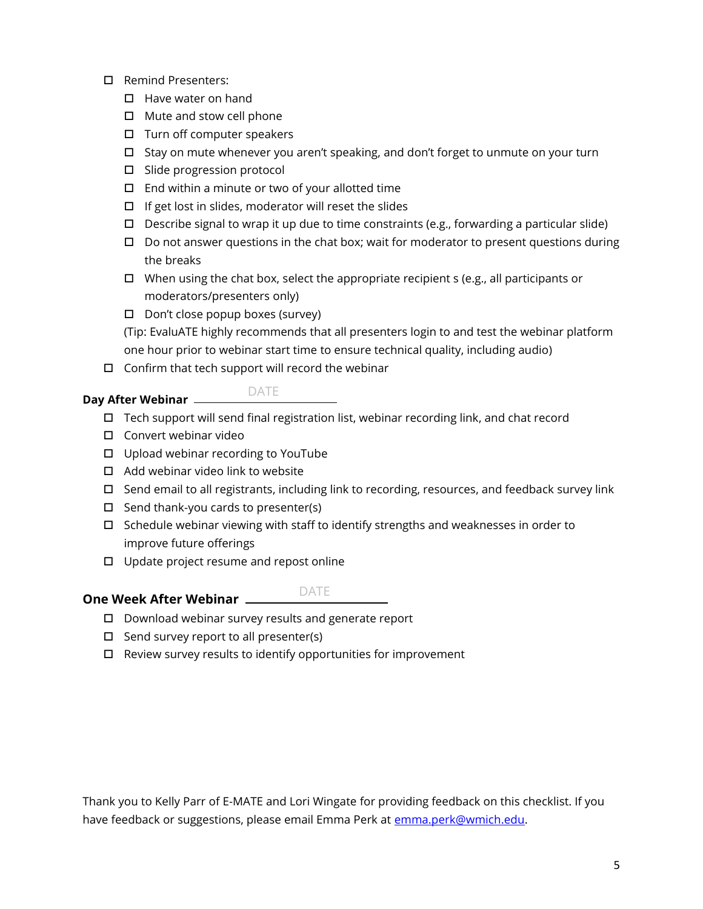- [ ] Remind Presenters:
  - [ ] Have water on hand
  - [ ] Mute and stow cell phone
  - [ ] Turn off computer speakers
  - [ ] Stay on mute whenever you aren't speaking, and don't forget to unmute on your turn
  - [ ] Slide progression protocol
  - [ ] End within a minute or two of your allotted time
  - [ ] If get lost in slides, moderator will reset the slides
  - [ ] Describe signal to wrap it up due to time constraints (e.g., forwarding a particular slide)
  - [ ] Do not answer questions in the chat box; wait for moderator to present questions during the breaks
  - [ ] When using the chat box, select the appropriate recipient s (e.g., all participants or moderators/presenters only)
  - [ ] Don't close popup boxes (survey)

  (Tip: EvaluATE highly recommends that all presenters login to and test the webinar platform one hour prior to webinar start time to ensure technical quality, including audio)
- [ ] Confirm that tech support will record the webinar

**Day After Webinar** ______DATE______

- [ ] Tech support will send final registration list, webinar recording link, and chat record
- [ ] Convert webinar video
- [ ] Upload webinar recording to YouTube
- [ ] Add webinar video link to website
- [ ] Send email to all registrants, including link to recording, resources, and feedback survey link
- [ ] Send thank-you cards to presenter(s)
- [ ] Schedule webinar viewing with staff to identify strengths and weaknesses in order to improve future offerings
- [ ] Update project resume and repost online

**One Week After Webinar** ______DATE______

- [ ] Download webinar survey results and generate report
- [ ] Send survey report to all presenter(s)
- [ ] Review survey results to identify opportunities for improvement

Thank you to Kelly Parr of E-MATE and Lori Wingate for providing feedback on this checklist. If you have feedback or suggestions, please email Emma Perk at [emma.perk@wmich.edu](mailto:emma.perk@wmich.edu).